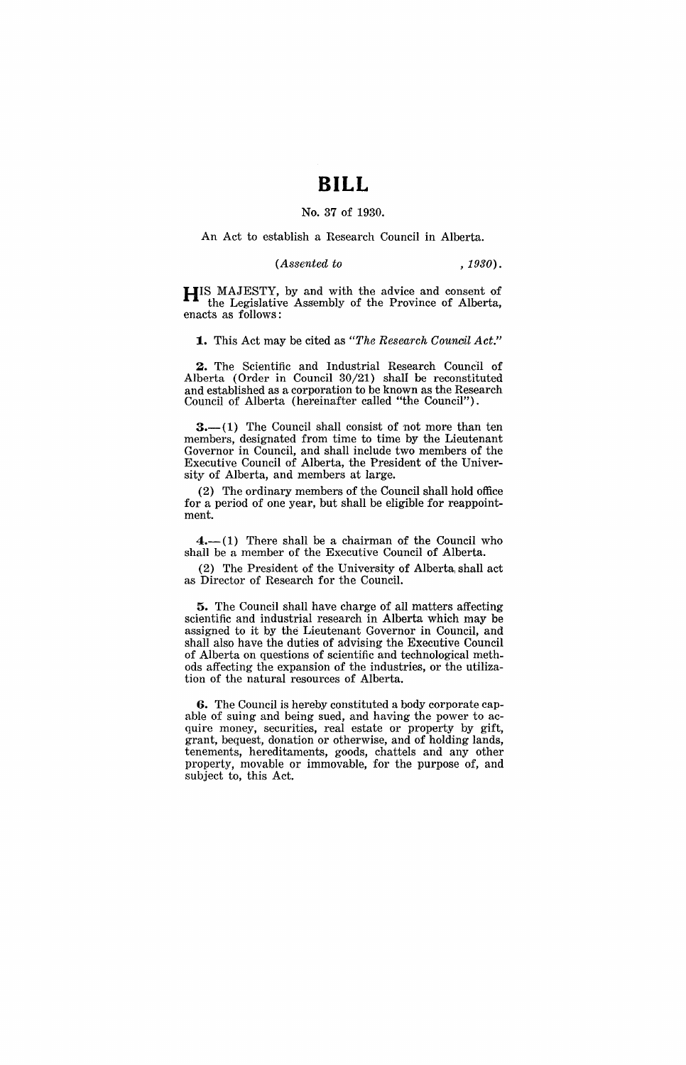# BILL

No. 37 of 1930.

An Act to establish a Research Council in Alberta.

*(Assented to , 1930).*

HIS MAJESTY, by and with the advice and consent of the Legislative Assembly of the Province of Alberta, enacts as follows:

**1.** This Act may be cited as *"The Research Council Act."*

**2.** The Scientific and Industrial Research Council of Alberta (Order in Council 30/21) shall be reconstituted and established as a corporation to be known as the Research Council of Alberta (hereinafter called "the Council").

**3.**—(1) The Council shall consist of not more than ten members, designated from time to time by the Lieutenant Governor in Council, and shall include two members of the Executive Council of Alberta, the President of the University of Alberta, and members at large.

(2) The ordinary members of the Council shall hold office for a period of one year, but shall be eligible for reappointment.

**4.**—(1) There shall be a chairman of the Council who shall be a member of the Executive Council of Alberta.

(2) The President of the University of Alberta shall act as Director of Research for the Council.

**5.** The Council shall have charge of all matters affecting scientific and industrial research in Alberta which may be assigned to it by the Lieutenant Governor in Council, and shall also have the duties of advising the Executive Council of Alberta on questions of scientific and technological methods affecting the expansion of the industries, or the utilization of the natural resources of Alberta.

**6.** The Council is hereby constituted a body corporate capable of suing and being sued, and having the power to acquire money, securities, real estate or property by gift, grant, bequest, donation or otherwise, and of holding lands, tenements, hereditaments, goods, chattels and any other property, movable or immovable, for the purpose of, and subject to, this Act.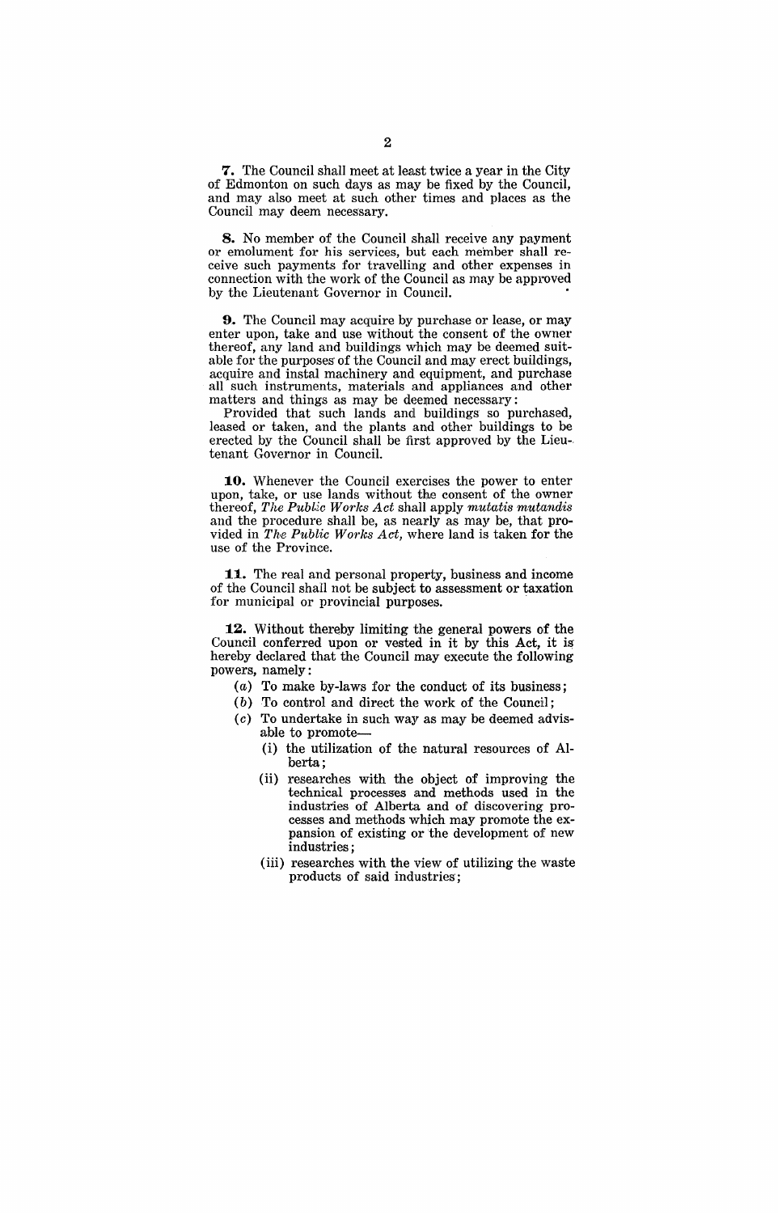**7.** The Council shall meet at least twice a year in the City of Edmonton on such days as may be fixed by the Council, and may also meet at such other times and places as the Council may deem necessary.

**8.** No member of the Council shall receive any payment or emolument for his services, but each member shall receive such payments for travelling and other expenses in connection with the work of the Council as may be approved by the Lieutenant Governor in Council.

**9.** The Council may acquire by purchase or lease, or may enter upon, take and use without the consent of the owner thereof, any land and buildings which may be deemed suitable for the purposes of the Council and may erect buildings, acquire and instal machinery and equipment, and purchase all such instruments, materials and appliances and other matters and things as may be deemed necessary:

Provided that such lands and buildings so purchased, leased or taken, and the plants and other buildings to be erected by the Council shall be first approved by the Lieutenant Governor in Council.

**10.** Whenever the Council exercises the power to enter upon, take, or use lands without the consent of the owner thereof, *The Public Works Act* shall apply *mutatis mutandis* and the procedure shall be, as nearly as may be, that provided in *The Public Works Act*, where land is taken for the use of the Province.

**11.** The real and personal property, business and income of the Council shall not be subject to assessment or taxation for municipal or provincial purposes.

**12.** Without thereby limiting the general powers of the Council conferred upon or vested in it by this Act, it is hereby declared that the Council may execute the following powers, namely:

(*a*) To make by-laws for the conduct of its business;

(*b*) To control and direct the work of the Council;

(*c*) To undertake in such way as may be deemed advisable to promote—

(i) the utilization of the natural resources of Alberta;

(ii) researches with the object of improving the technical processes and methods used in the industries of Alberta and of discovering processes and methods which may promote the expansion of existing or the development of new industries;

(iii) researches with the view of utilizing the waste products of said industries;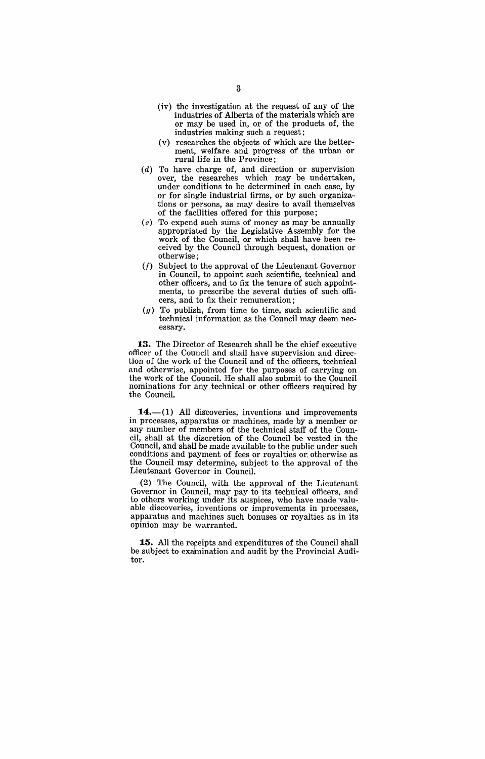(iv) the investigation at the request of any of the industries of Alberta of the materials which are or may be used in, or of the products of, the industries making such a request;

(v) researches the objects of which are the betterment, welfare and progress of the urban or rural life in the Province;

(*d*) To have charge of, and direction or supervision over, the researches which may be undertaken, under conditions to be determined in each case, by or for single industrial firms, or by such organizations or persons, as may desire to avail themselves of the facilities offered for this purpose;

(*e*) To expend such sums of money as may be annually appropriated by the Legislative Assembly for the work of the Council, or which shall have been received by the Council through bequest, donation or otherwise;

(*f*) Subject to the approval of the Lieutenant Governor in Council, to appoint such scientific, technical and other officers, and to fix the tenure of such appointments, to prescribe the several duties of such officers, and to fix their remuneration;

(*g*) To publish, from time to time, such scientific and technical information as the Council may deem necessary.

**13.** The Director of Research shall be the chief executive officer of the Council and shall have supervision and direction of the work of the Council and of the officers, technical and otherwise, appointed for the purposes of carrying on the work of the Council. He shall also submit to the Council nominations for any technical or other officers required by the Council.

**14.**—(1) All discoveries, inventions and improvements in processes, apparatus or machines, made by a member or any number of members of the technical staff of the Council, shall at the discretion of the Council be vested in the Council, and shall be made available to the public under such conditions and payment of fees or royalties or otherwise as the Council may determine, subject to the approval of the Lieutenant Governor in Council.

(2) The Council, with the approval of the Lieutenant Governor in Council, may pay to its technical officers, and to others working under its auspices, who have made valuable discoveries, inventions or improvements in processes, apparatus and machines such bonuses or royalties as in its opinion may be warranted.

**15.** All the receipts and expenditures of the Council shall be subject to examination and audit by the Provincial Auditor.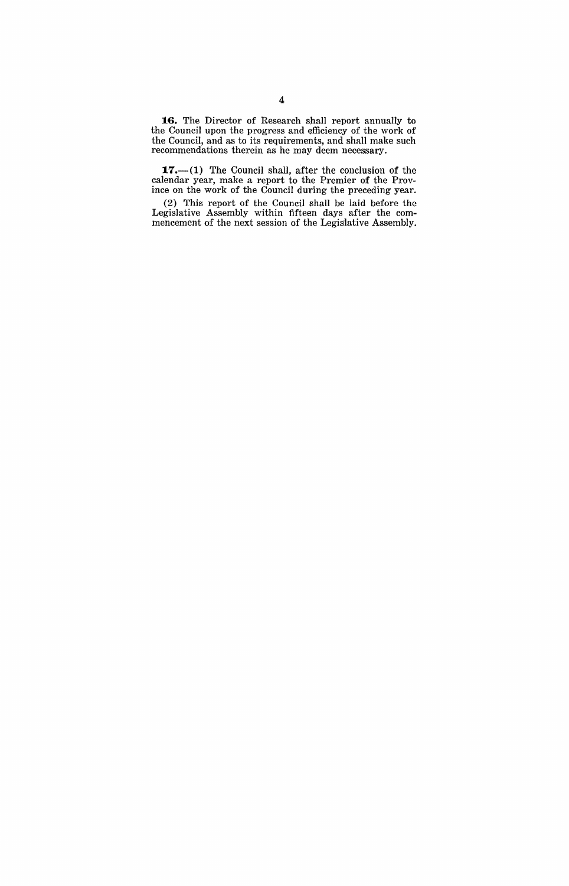**16.** The Director of Research shall report annually to the Council upon the progress and efficiency of the work of the Council, and as to its requirements, and shall make such recommendations therein as he may deem necessary.

**17.**—(1) The Council shall, after the conclusion of the calendar year, make a report to the Premier of the Province on the work of the Council during the preceding year.

(2) This report of the Council shall be laid before the Legislative Assembly within fifteen days after the commencement of the next session of the Legislative Assembly.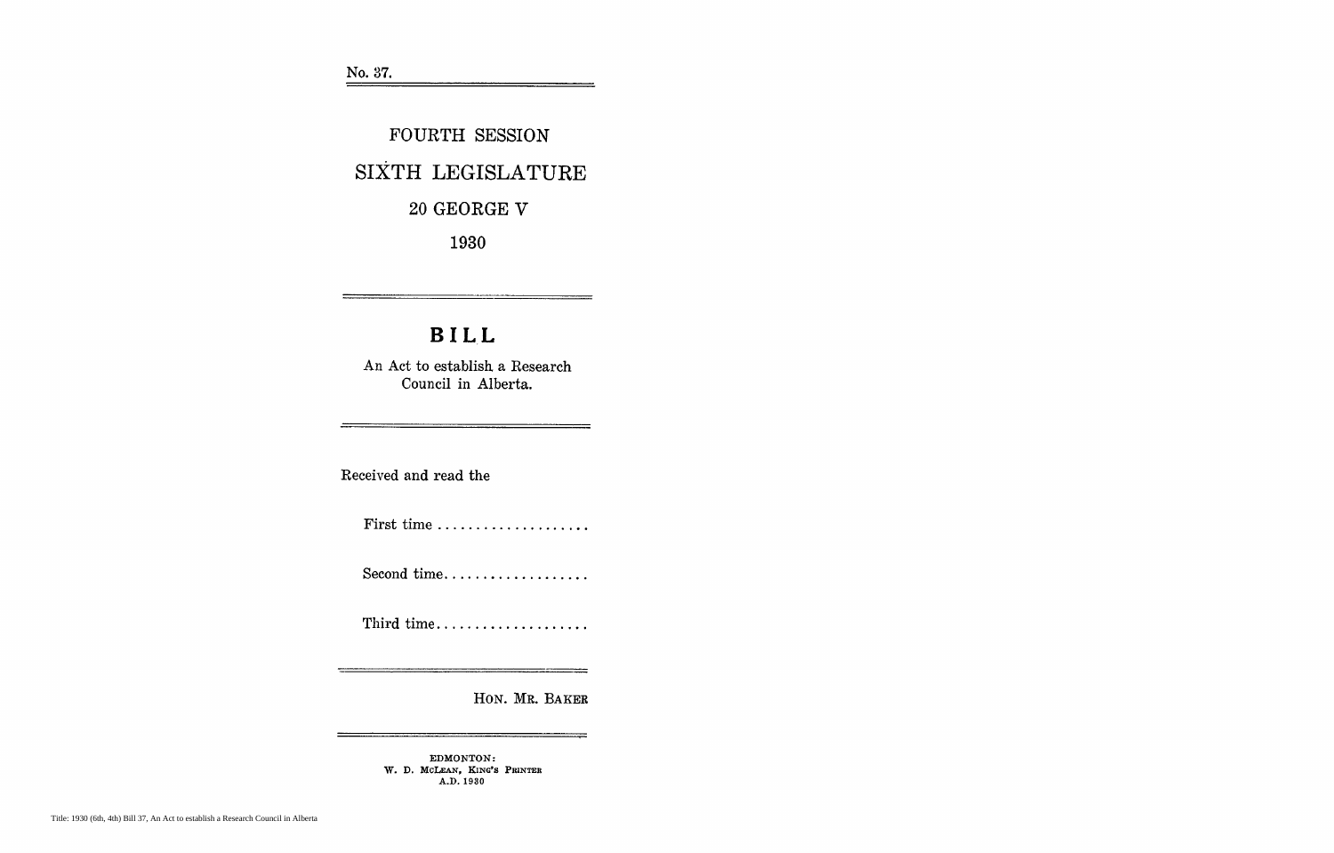No. 37.

FOURTH SESSION

SIXTH LEGISLATURE

20 GEORGE V

1930

# BILL

An Act to establish a Research Council in Alberta.

Received and read the

First time ....................

Second time...................

Third time....................

HON. MR. BAKER

EDMONTON:
W. D. McLEAN, KING'S PRINTER
A.D. 1930

Title: 1930 (6th, 4th) Bill 37, An Act to establish a Research Council in Alberta